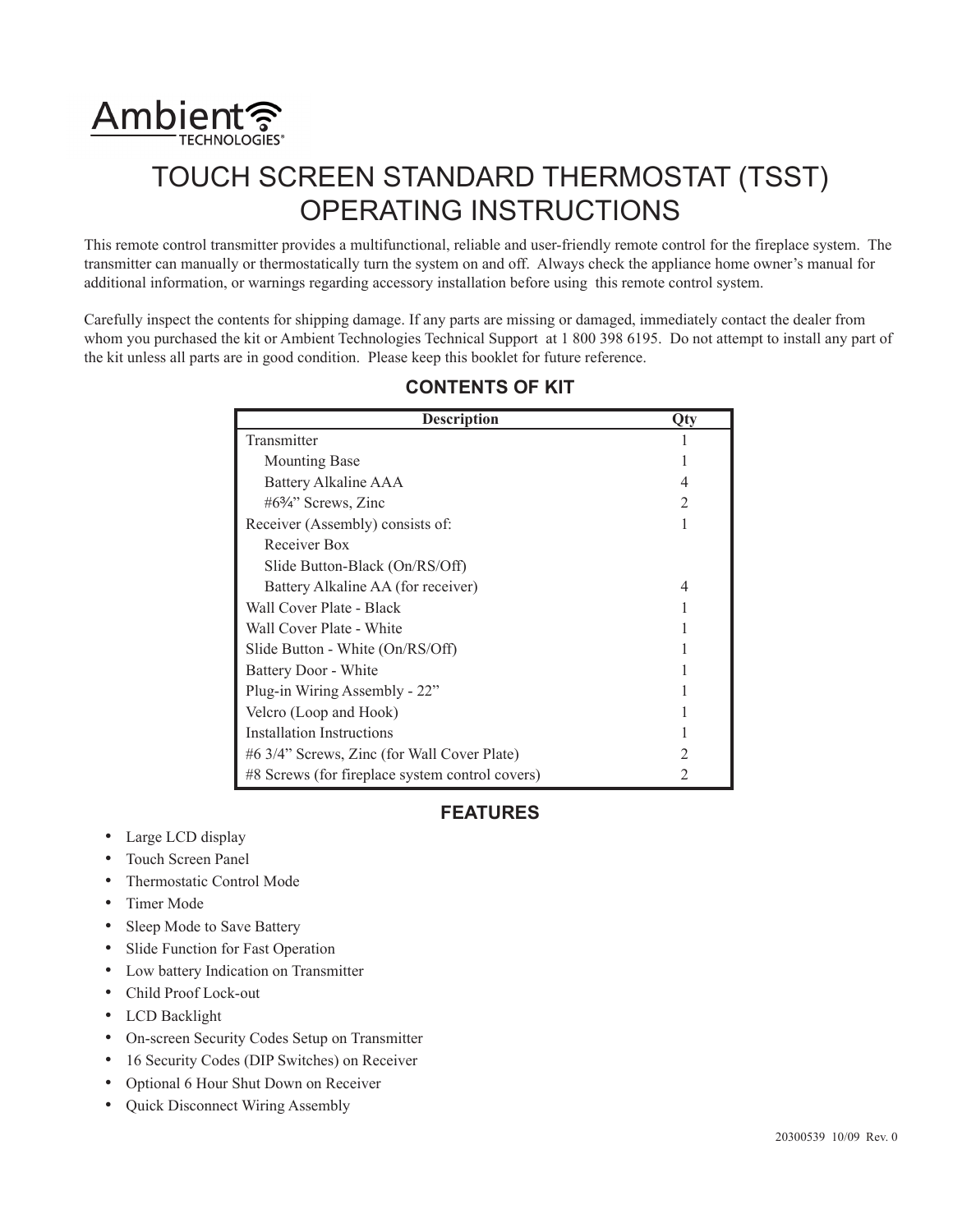Ambient TECHNOLOGIES®

# TOUCH SCREEN STANDARD THERMOSTAT (TSST) OPERATING INSTRUCTIONS

This remote control transmitter provides a multifunctional, reliable and user-friendly remote control for the fireplace system. The transmitter can manually or thermostatically turn the system on and off. Always check the appliance home owner's manual for additional information, or warnings regarding accessory installation before using this remote control system.

Carefully inspect the contents for shipping damage. If any parts are missing or damaged, immediately contact the dealer from whom you purchased the kit or Ambient Technologies Technical Support at 1 800 398 6195. Do not attempt to install any part of the kit unless all parts are in good condition. Please keep this booklet for future reference.

## CONTENTS OF KIT

| Description | Qty |
|---|---|
| Transmitter | 1 |
| Mounting Base | 1 |
| Battery Alkaline AAA | 4 |
| #6¾" Screws, Zinc | 2 |
| Receiver (Assembly) consists of: | 1 |
| Receiver Box | |
| Slide Button-Black (On/RS/Off) | |
| Battery Alkaline AA (for receiver) | 4 |
| Wall Cover Plate - Black | 1 |
| Wall Cover Plate - White | 1 |
| Slide Button - White (On/RS/Off) | 1 |
| Battery Door - White | 1 |
| Plug-in Wiring Assembly - 22" | 1 |
| Velcro (Loop and Hook) | 1 |
| Installation Instructions | 1 |
| #6 3/4" Screws, Zinc (for Wall Cover Plate) | 2 |
| #8 Screws (for fireplace system control covers) | 2 |

## FEATURES

- Large LCD display
- Touch Screen Panel
- Thermostatic Control Mode
- Timer Mode
- Sleep Mode to Save Battery
- Slide Function for Fast Operation
- Low battery Indication on Transmitter
- Child Proof Lock-out
- LCD Backlight
- On-screen Security Codes Setup on Transmitter
- 16 Security Codes (DIP Switches) on Receiver
- Optional 6 Hour Shut Down on Receiver
- Quick Disconnect Wiring Assembly

20300539 10/09 Rev. 0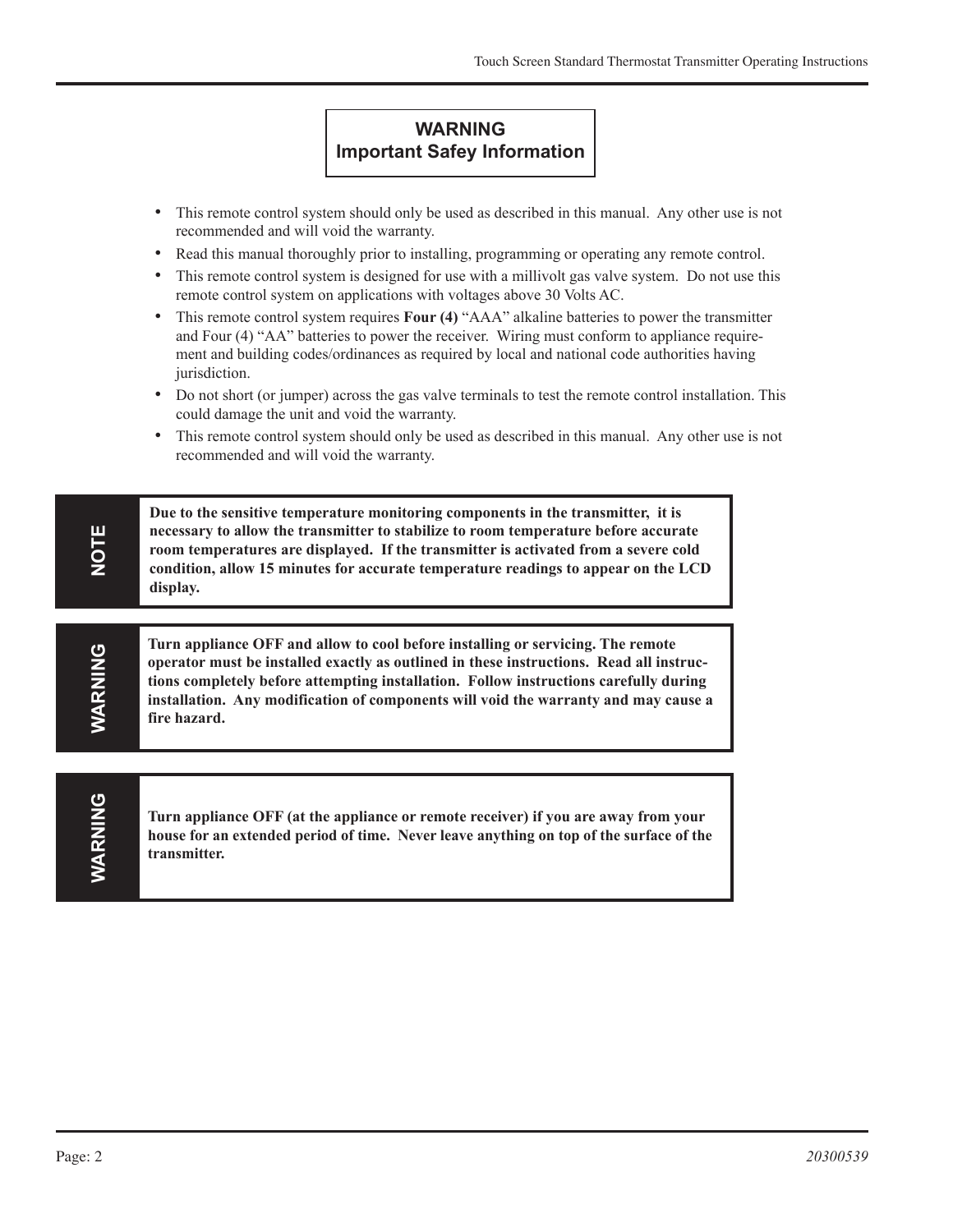## WARNING
## Important Safey Information

- This remote control system should only be used as described in this manual. Any other use is not recommended and will void the warranty.
- Read this manual thoroughly prior to installing, programming or operating any remote control.
- This remote control system is designed for use with a millivolt gas valve system. Do not use this remote control system on applications with voltages above 30 Volts AC.
- This remote control system requires **Four (4)** "AAA" alkaline batteries to power the transmitter and Four (4) "AA" batteries to power the receiver. Wiring must conform to appliance requirement and building codes/ordinances as required by local and national code authorities having jurisdiction.
- Do not short (or jumper) across the gas valve terminals to test the remote control installation. This could damage the unit and void the warranty.
- This remote control system should only be used as described in this manual. Any other use is not recommended and will void the warranty.

**NOTE**

**Due to the sensitive temperature monitoring components in the transmitter, it is necessary to allow the transmitter to stabilize to room temperature before accurate room temperatures are displayed. If the transmitter is activated from a severe cold condition, allow 15 minutes for accurate temperature readings to appear on the LCD display.**

**WARNING**

**Turn appliance OFF and allow to cool before installing or servicing. The remote operator must be installed exactly as outlined in these instructions. Read all instructions completely before attempting installation. Follow instructions carefully during installation. Any modification of components will void the warranty and may cause a fire hazard.**

**WARNING**

**Turn appliance OFF (at the appliance or remote receiver) if you are away from your house for an extended period of time. Never leave anything on top of the surface of the transmitter.**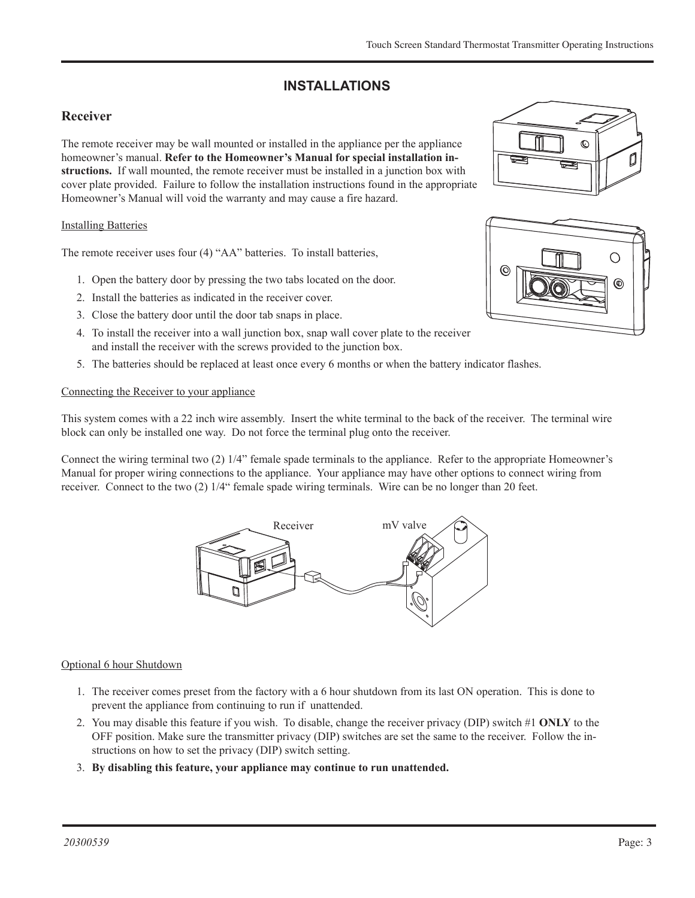# INSTALLATIONS

## Receiver

The remote receiver may be wall mounted or installed in the appliance per the appliance homeowner's manual. **Refer to the Homeowner's Manual for special installation instructions.** If wall mounted, the remote receiver must be installed in a junction box with cover plate provided. Failure to follow the installation instructions found in the appropriate Homeowner's Manual will void the warranty and may cause a fire hazard.

Installing Batteries

The remote receiver uses four (4) "AA" batteries. To install batteries,

1. Open the battery door by pressing the two tabs located on the door.
2. Install the batteries as indicated in the receiver cover.
3. Close the battery door until the door tab snaps in place.
4. To install the receiver into a wall junction box, snap wall cover plate to the receiver and install the receiver with the screws provided to the junction box.
5. The batteries should be replaced at least once every 6 months or when the battery indicator flashes.

Connecting the Receiver to your appliance

This system comes with a 22 inch wire assembly. Insert the white terminal to the back of the receiver. The terminal wire block can only be installed one way. Do not force the terminal plug onto the receiver.

Connect the wiring terminal two (2) 1/4" female spade terminals to the appliance. Refer to the appropriate Homeowner's Manual for proper wiring connections to the appliance. Your appliance may have other options to connect wiring from receiver. Connect to the two (2) 1/4" female spade wiring terminals. Wire can be no longer than 20 feet.

Receiver mV valve

Optional 6 hour Shutdown

1. The receiver comes preset from the factory with a 6 hour shutdown from its last ON operation. This is done to prevent the appliance from continuing to run if unattended.
2. You may disable this feature if you wish. To disable, change the receiver privacy (DIP) switch #1 **ONLY** to the OFF position. Make sure the transmitter privacy (DIP) switches are set the same to the receiver. Follow the instructions on how to set the privacy (DIP) switch setting.
3. **By disabling this feature, your appliance may continue to run unattended.**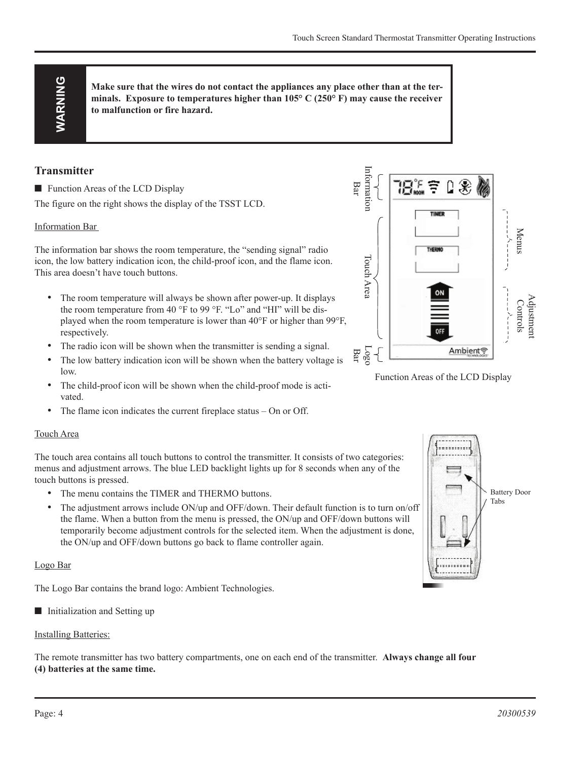> **WARNING**
>
> **Make sure that the wires do not contact the appliances any place other than at the terminals. Exposure to temperatures higher than 105° C (250° F) may cause the receiver to malfunction or fire hazard.**

## Transmitter

■ Function Areas of the LCD Display

The figure on the right shows the display of the TSST LCD.

Function Areas of the LCD Display

Information Bar

The information bar shows the room temperature, the "sending signal" radio icon, the low battery indication icon, the child-proof icon, and the flame icon. This area doesn't have touch buttons.

- The room temperature will always be shown after power-up. It displays the room temperature from 40 °F to 99 °F. "Lo" and "HI" will be displayed when the room temperature is lower than 40°F or higher than 99°F, respectively.
- The radio icon will be shown when the transmitter is sending a signal.
- The low battery indication icon will be shown when the battery voltage is low.
- The child-proof icon will be shown when the child-proof mode is activated.
- The flame icon indicates the current fireplace status – On or Off.

Touch Area

The touch area contains all touch buttons to control the transmitter. It consists of two categories: menus and adjustment arrows. The blue LED backlight lights up for 8 seconds when any of the touch buttons is pressed.

- The menu contains the TIMER and THERMO buttons.
- The adjustment arrows include ON/up and OFF/down. Their default function is to turn on/off the flame. When a button from the menu is pressed, the ON/up and OFF/down buttons will temporarily become adjustment controls for the selected item. When the adjustment is done, the ON/up and OFF/down buttons go back to flame controller again.

Logo Bar

The Logo Bar contains the brand logo: Ambient Technologies.

■ Initialization and Setting up

Installing Batteries:

The remote transmitter has two battery compartments, one on each end of the transmitter. **Always change all four (4) batteries at the same time.**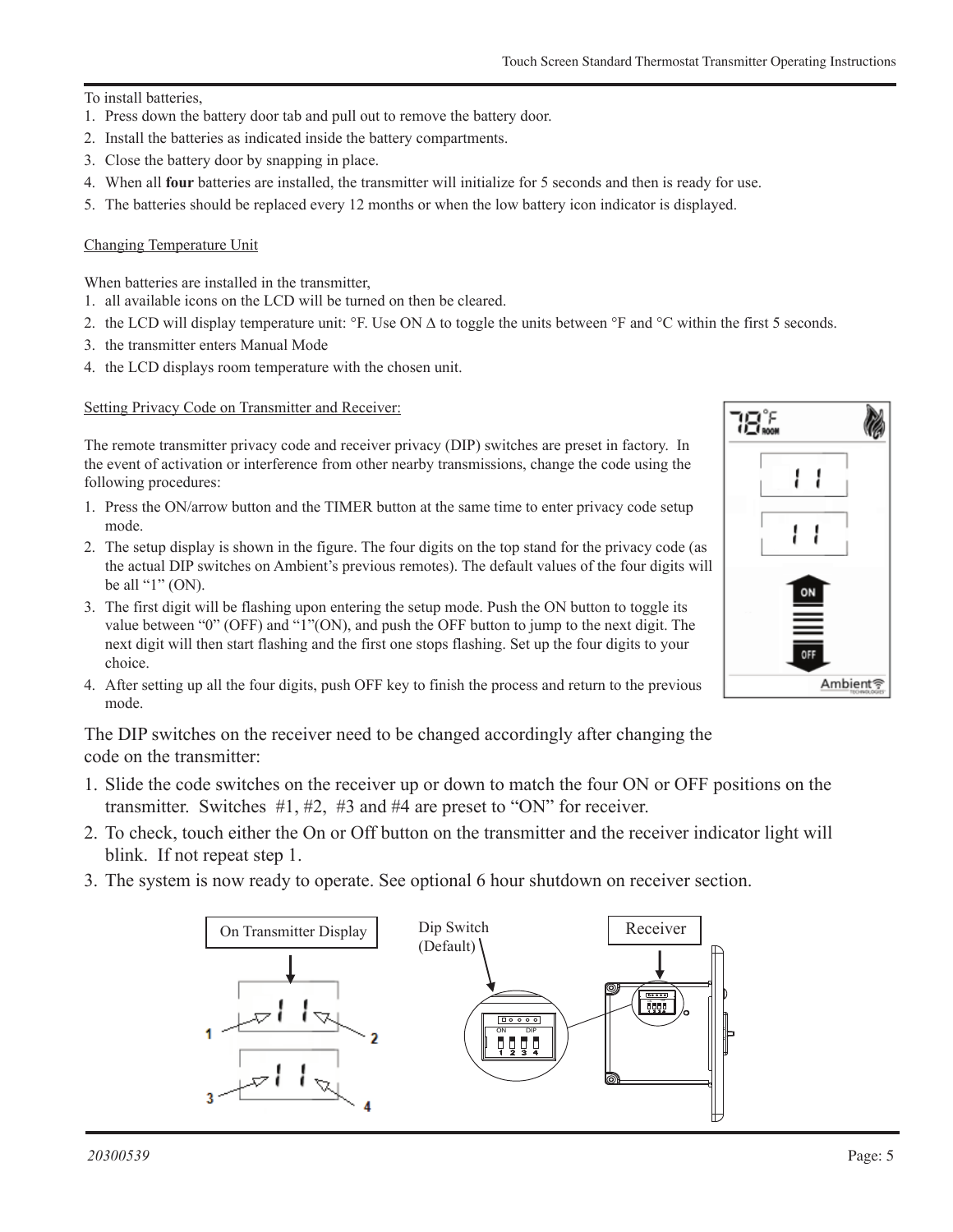To install batteries,

1. Press down the battery door tab and pull out to remove the battery door.
2. Install the batteries as indicated inside the battery compartments.
3. Close the battery door by snapping in place.
4. When all **four** batteries are installed, the transmitter will initialize for 5 seconds and then is ready for use.
5. The batteries should be replaced every 12 months or when the low battery icon indicator is displayed.

<u>Changing Temperature Unit</u>

When batteries are installed in the transmitter,

1. all available icons on the LCD will be turned on then be cleared.
2. the LCD will display temperature unit: °F. Use ON Δ to toggle the units between °F and °C within the first 5 seconds.
3. the transmitter enters Manual Mode
4. the LCD displays room temperature with the chosen unit.

<u>Setting Privacy Code on Transmitter and Receiver:</u>

The remote transmitter privacy code and receiver privacy (DIP) switches are preset in factory. In the event of activation or interference from other nearby transmissions, change the code using the following procedures:

1. Press the ON/arrow button and the TIMER button at the same time to enter privacy code setup mode.
2. The setup display is shown in the figure. The four digits on the top stand for the privacy code (as the actual DIP switches on Ambient's previous remotes). The default values of the four digits will be all "1" (ON).
3. The first digit will be flashing upon entering the setup mode. Push the ON button to toggle its value between "0" (OFF) and "1"(ON), and push the OFF button to jump to the next digit. The next digit will then start flashing and the first one stops flashing. Set up the four digits to your choice.
4. After setting up all the four digits, push OFF key to finish the process and return to the previous mode.

The DIP switches on the receiver need to be changed accordingly after changing the code on the transmitter:

1. Slide the code switches on the receiver up or down to match the four ON or OFF positions on the transmitter. Switches #1, #2, #3 and #4 are preset to "ON" for receiver.
2. To check, touch either the On or Off button on the transmitter and the receiver indicator light will blink. If not repeat step 1.
3. The system is now ready to operate. See optional 6 hour shutdown on receiver section.

On Transmitter Display

Dip Switch (Default)

Receiver

20300539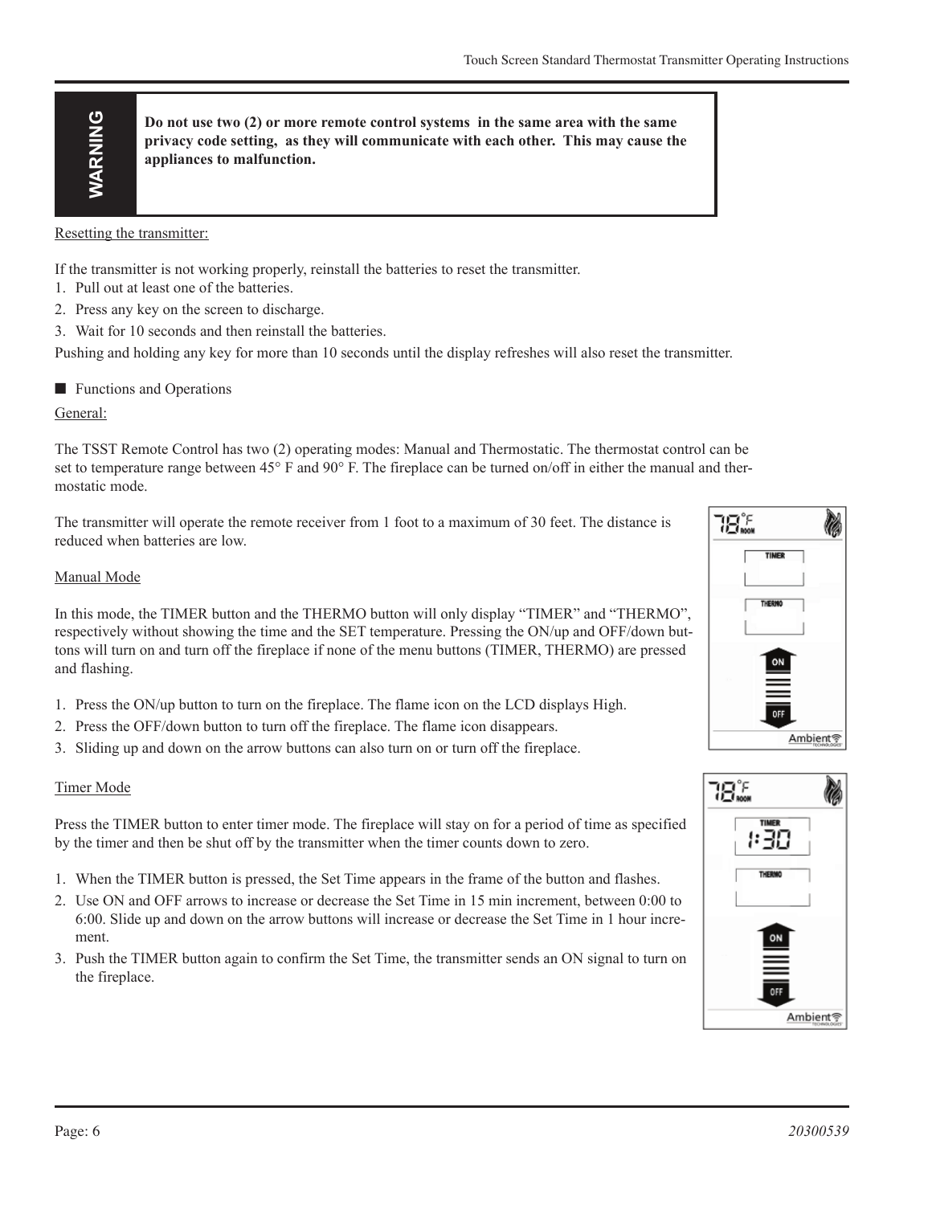**WARNING**

**Do not use two (2) or more remote control systems in the same area with the same privacy code setting, as they will communicate with each other. This may cause the appliances to malfunction.**

Resetting the transmitter:

If the transmitter is not working properly, reinstall the batteries to reset the transmitter.

1. Pull out at least one of the batteries.
2. Press any key on the screen to discharge.
3. Wait for 10 seconds and then reinstall the batteries.

Pushing and holding any key for more than 10 seconds until the display refreshes will also reset the transmitter.

## ■ Functions and Operations

General:

The TSST Remote Control has two (2) operating modes: Manual and Thermostatic. The thermostat control can be set to temperature range between 45° F and 90° F. The fireplace can be turned on/off in either the manual and thermostatic mode.

The transmitter will operate the remote receiver from 1 foot to a maximum of 30 feet. The distance is reduced when batteries are low.

Manual Mode

In this mode, the TIMER button and the THERMO button will only display "TIMER" and "THERMO", respectively without showing the time and the SET temperature. Pressing the ON/up and OFF/down buttons will turn on and turn off the fireplace if none of the menu buttons (TIMER, THERMO) are pressed and flashing.

1. Press the ON/up button to turn on the fireplace. The flame icon on the LCD displays High.
2. Press the OFF/down button to turn off the fireplace. The flame icon disappears.
3. Sliding up and down on the arrow buttons can also turn on or turn off the fireplace.

Timer Mode

Press the TIMER button to enter timer mode. The fireplace will stay on for a period of time as specified by the timer and then be shut off by the transmitter when the timer counts down to zero.

1. When the TIMER button is pressed, the Set Time appears in the frame of the button and flashes.
2. Use ON and OFF arrows to increase or decrease the Set Time in 15 min increment, between 0:00 to 6:00. Slide up and down on the arrow buttons will increase or decrease the Set Time in 1 hour increment.
3. Push the TIMER button again to confirm the Set Time, the transmitter sends an ON signal to turn on the fireplace.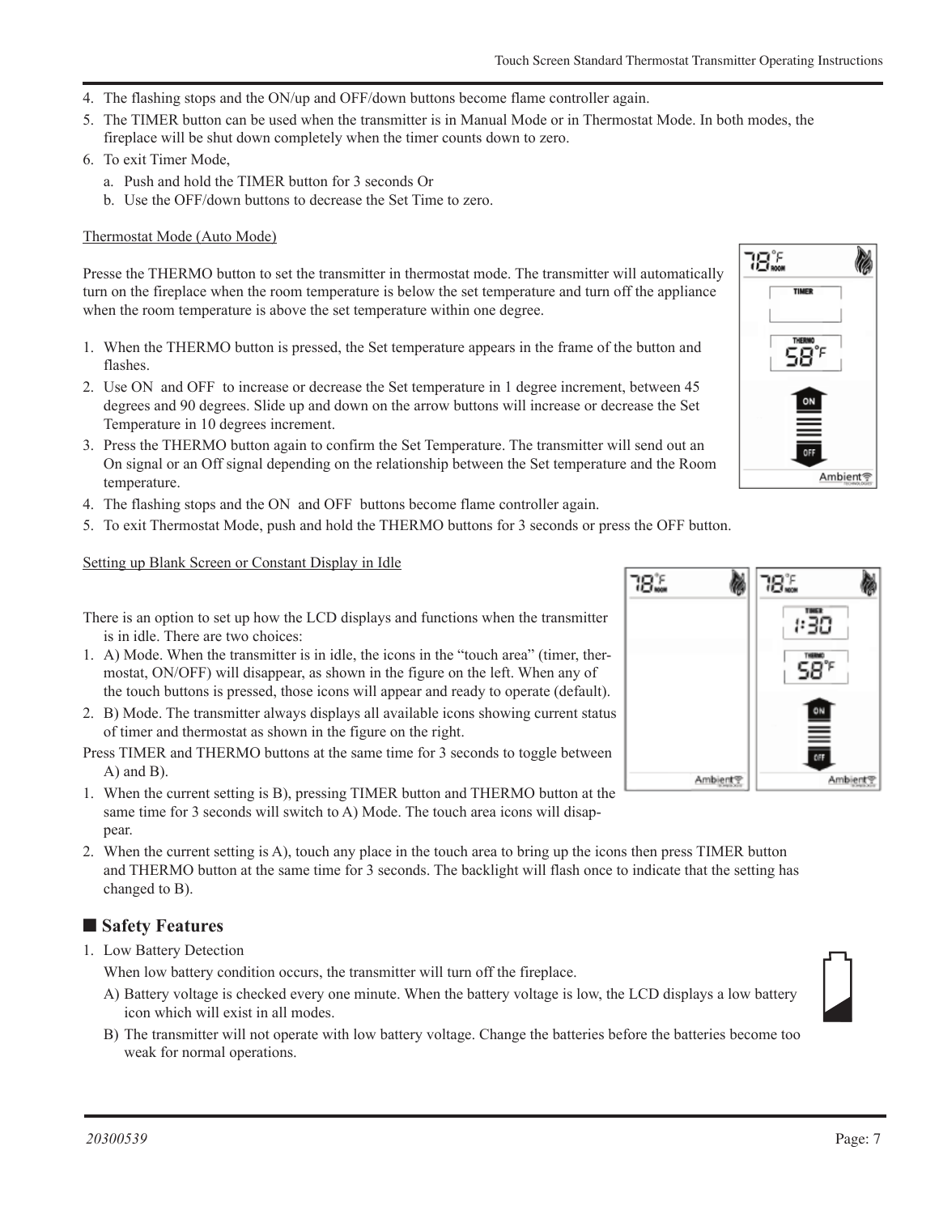4. The flashing stops and the ON/up and OFF/down buttons become flame controller again.
5. The TIMER button can be used when the transmitter is in Manual Mode or in Thermostat Mode. In both modes, the fireplace will be shut down completely when the timer counts down to zero.
6. To exit Timer Mode,
   a. Push and hold the TIMER button for 3 seconds Or
   b. Use the OFF/down buttons to decrease the Set Time to zero.

Thermostat Mode (Auto Mode)

Presse the THERMO button to set the transmitter in thermostat mode. The transmitter will automatically turn on the fireplace when the room temperature is below the set temperature and turn off the appliance when the room temperature is above the set temperature within one degree.

1. When the THERMO button is pressed, the Set temperature appears in the frame of the button and flashes.
2. Use ON and OFF to increase or decrease the Set temperature in 1 degree increment, between 45 degrees and 90 degrees. Slide up and down on the arrow buttons will increase or decrease the Set Temperature in 10 degrees increment.
3. Press the THERMO button again to confirm the Set Temperature. The transmitter will send out an On signal or an Off signal depending on the relationship between the Set temperature and the Room temperature.
4. The flashing stops and the ON and OFF buttons become flame controller again.
5. To exit Thermostat Mode, push and hold the THERMO buttons for 3 seconds or press the OFF button.

Setting up Blank Screen or Constant Display in Idle

There is an option to set up how the LCD displays and functions when the transmitter is in idle. There are two choices:

1. A) Mode. When the transmitter is in idle, the icons in the "touch area" (timer, thermostat, ON/OFF) will disappear, as shown in the figure on the left. When any of the touch buttons is pressed, those icons will appear and ready to operate (default).
2. B) Mode. The transmitter always displays all available icons showing current status of timer and thermostat as shown in the figure on the right.

Press TIMER and THERMO buttons at the same time for 3 seconds to toggle between A) and B).

1. When the current setting is B), pressing TIMER button and THERMO button at the same time for 3 seconds will switch to A) Mode. The touch area icons will disappear.
2. When the current setting is A), touch any place in the touch area to bring up the icons then press TIMER button and THERMO button at the same time for 3 seconds. The backlight will flash once to indicate that the setting has changed to B).

## ■ Safety Features

1. Low Battery Detection

   When low battery condition occurs, the transmitter will turn off the fireplace.

   A) Battery voltage is checked every one minute. When the battery voltage is low, the LCD displays a low battery icon which will exist in all modes.

   B) The transmitter will not operate with low battery voltage. Change the batteries before the batteries become too weak for normal operations.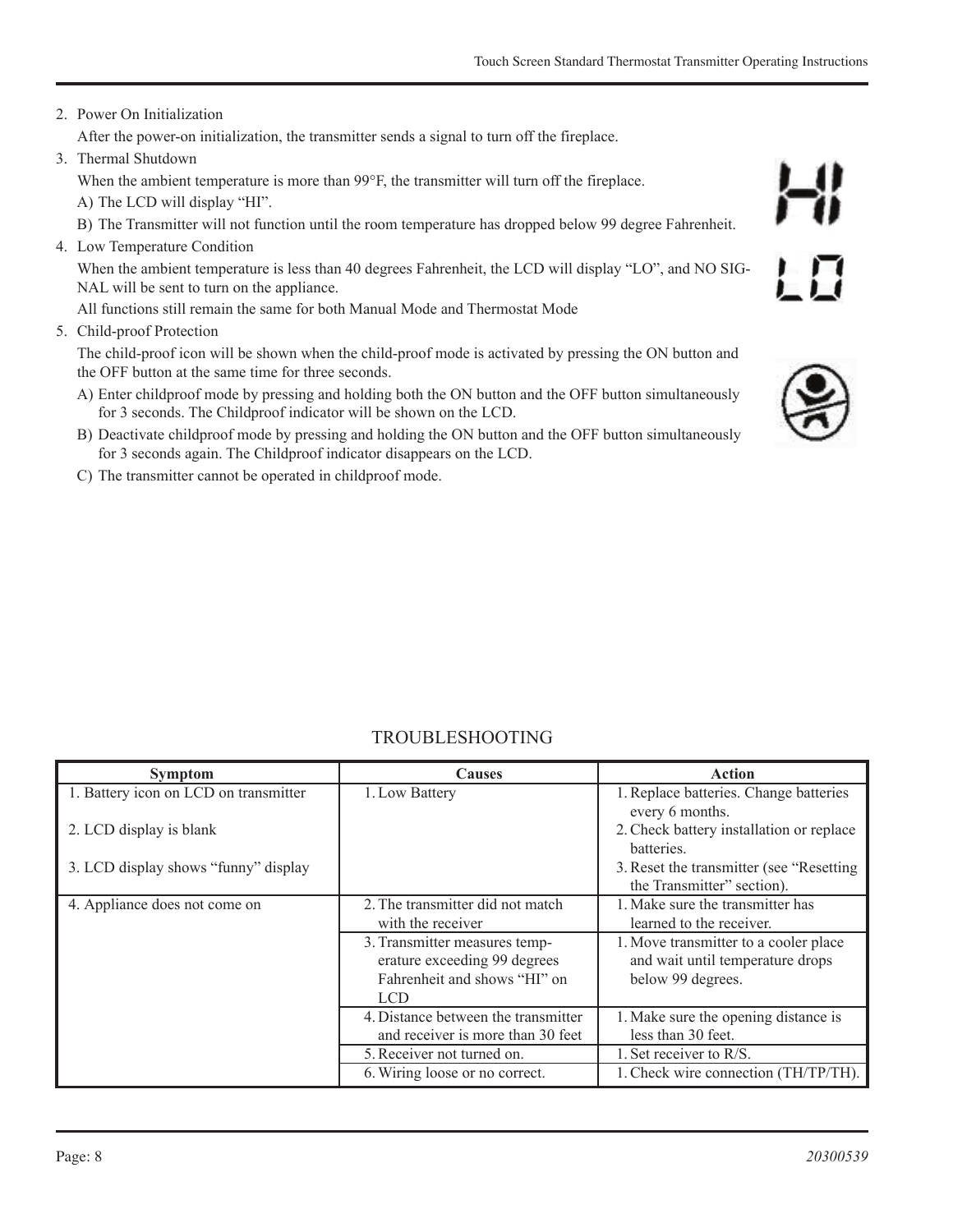2. Power On Initialization

   After the power-on initialization, the transmitter sends a signal to turn off the fireplace.

3. Thermal Shutdown

   When the ambient temperature is more than 99°F, the transmitter will turn off the fireplace.

   A) The LCD will display “HI”.

   B) The Transmitter will not function until the room temperature has dropped below 99 degree Fahrenheit.

4. Low Temperature Condition

   When the ambient temperature is less than 40 degrees Fahrenheit, the LCD will display “LO”, and NO SIGNAL will be sent to turn on the appliance.

   All functions still remain the same for both Manual Mode and Thermostat Mode

5. Child-proof Protection

   The child-proof icon will be shown when the child-proof mode is activated by pressing the ON button and the OFF button at the same time for three seconds.

   A) Enter childproof mode by pressing and holding both the ON button and the OFF button simultaneously for 3 seconds. The Childproof indicator will be shown on the LCD.

   B) Deactivate childproof mode by pressing and holding the ON button and the OFF button simultaneously for 3 seconds again. The Childproof indicator disappears on the LCD.

   C) The transmitter cannot be operated in childproof mode.

## TROUBLESHOOTING

| Symptom | Causes | Action |
|---|---|---|
| 1. Battery icon on LCD on transmitter<br><br>2. LCD display is blank<br><br>3. LCD display shows “funny” display | 1. Low Battery | 1. Replace batteries. Change batteries every 6 months.<br>2. Check battery installation or replace batteries.<br>3. Reset the transmitter (see “Resetting the Transmitter” section). |
| 4. Appliance does not come on | 2. The transmitter did not match with the receiver | 1. Make sure the transmitter has learned to the receiver. |
| | 3. Transmitter measures temperature exceeding 99 degrees Fahrenheit and shows “HI” on LCD | 1. Move transmitter to a cooler place and wait until temperature drops below 99 degrees. |
| | 4. Distance between the transmitter and receiver is more than 30 feet | 1. Make sure the opening distance is less than 30 feet. |
| | 5. Receiver not turned on. | 1. Set receiver to R/S. |
| | 6. Wiring loose or no correct. | 1. Check wire connection (TH/TP/TH). |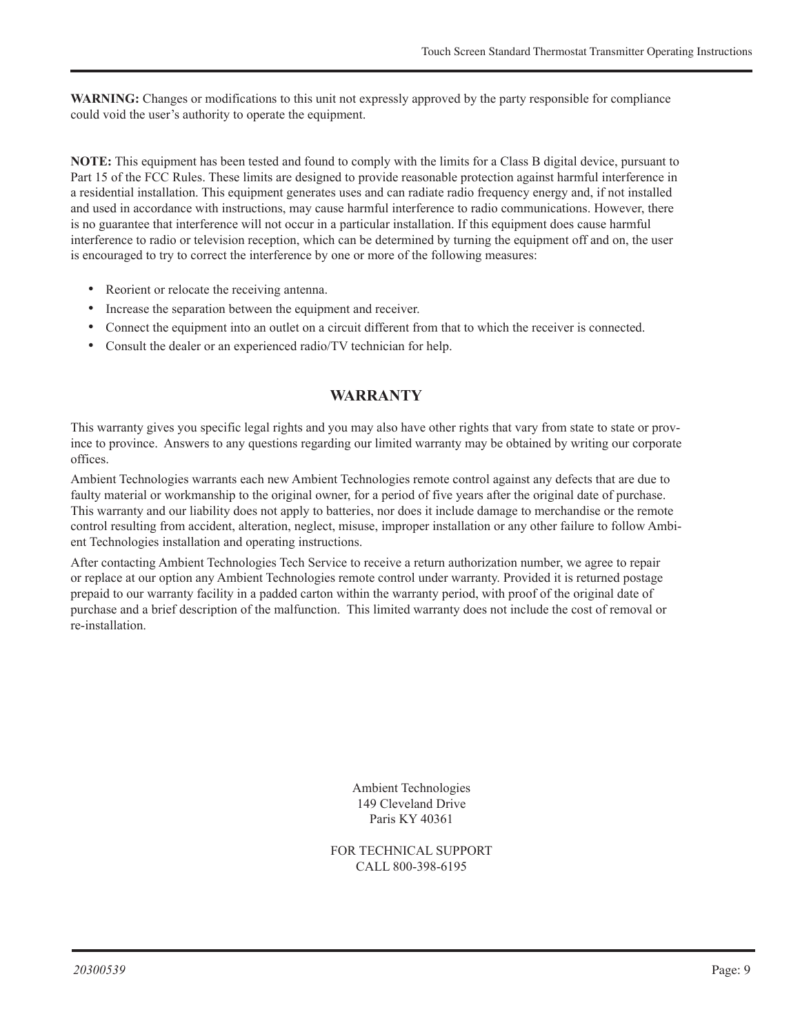**WARNING:** Changes or modifications to this unit not expressly approved by the party responsible for compliance could void the user's authority to operate the equipment.

**NOTE:** This equipment has been tested and found to comply with the limits for a Class B digital device, pursuant to Part 15 of the FCC Rules. These limits are designed to provide reasonable protection against harmful interference in a residential installation. This equipment generates uses and can radiate radio frequency energy and, if not installed and used in accordance with instructions, may cause harmful interference to radio communications. However, there is no guarantee that interference will not occur in a particular installation. If this equipment does cause harmful interference to radio or television reception, which can be determined by turning the equipment off and on, the user is encouraged to try to correct the interference by one or more of the following measures:

- Reorient or relocate the receiving antenna.
- Increase the separation between the equipment and receiver.
- Connect the equipment into an outlet on a circuit different from that to which the receiver is connected.
- Consult the dealer or an experienced radio/TV technician for help.

## WARRANTY

This warranty gives you specific legal rights and you may also have other rights that vary from state to state or province to province. Answers to any questions regarding our limited warranty may be obtained by writing our corporate offices.

Ambient Technologies warrants each new Ambient Technologies remote control against any defects that are due to faulty material or workmanship to the original owner, for a period of five years after the original date of purchase. This warranty and our liability does not apply to batteries, nor does it include damage to merchandise or the remote control resulting from accident, alteration, neglect, misuse, improper installation or any other failure to follow Ambient Technologies installation and operating instructions.

After contacting Ambient Technologies Tech Service to receive a return authorization number, we agree to repair or replace at our option any Ambient Technologies remote control under warranty. Provided it is returned postage prepaid to our warranty facility in a padded carton within the warranty period, with proof of the original date of purchase and a brief description of the malfunction. This limited warranty does not include the cost of removal or re-installation.

Ambient Technologies
149 Cleveland Drive
Paris KY 40361

FOR TECHNICAL SUPPORT
CALL 800-398-6195